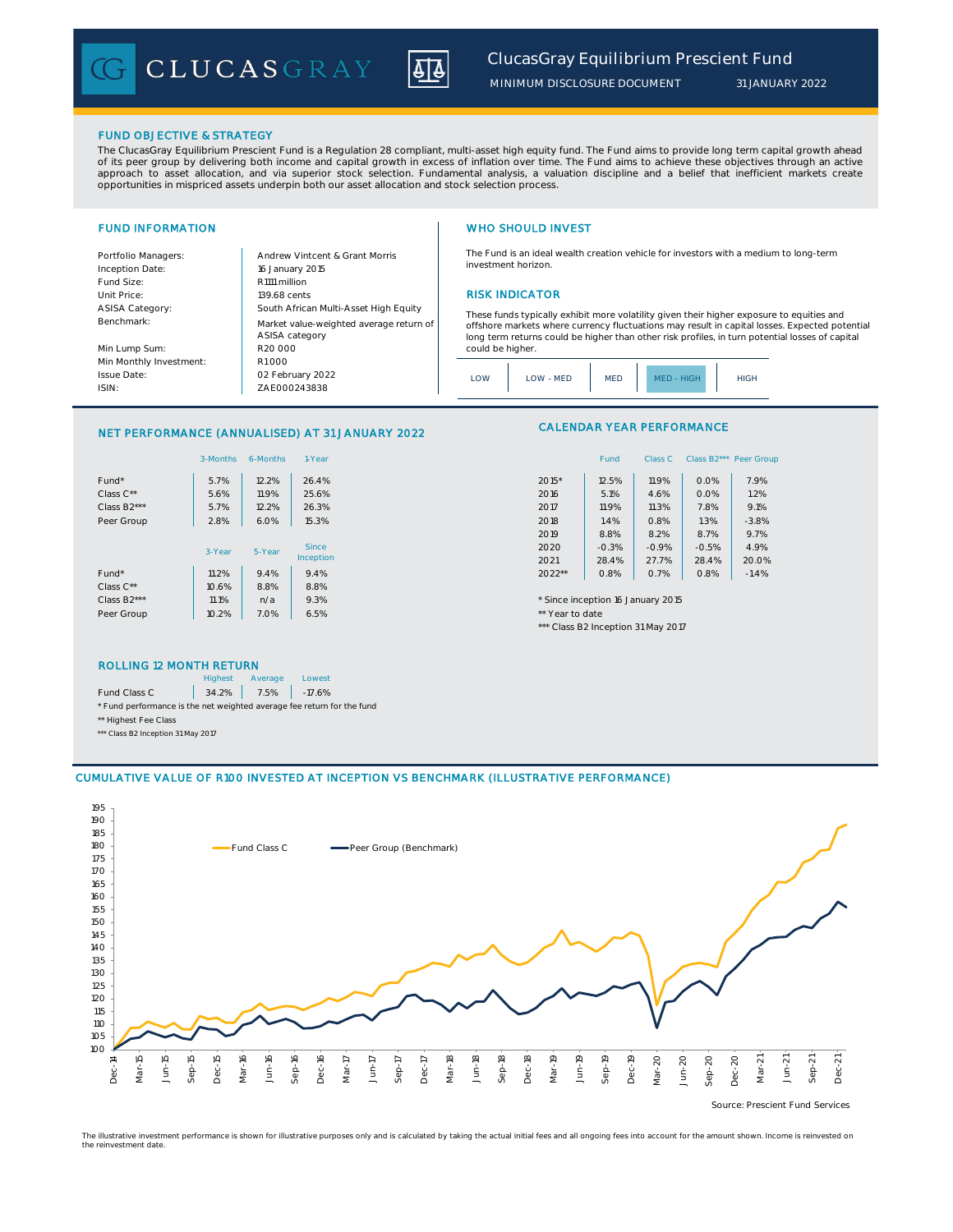# ClucasGray Equilibrium Prescient Fund

MINIMUM DISCLOSURE DOCUMENT 31 JANUARY 2022

## FUND OBJECTIVE & STRATEGY

The ClucasGray Equilibrium Prescient Fund is a Regulation 28 compliant, multi-asset high equity fund. The Fund aims to provide long term capital growth ahead of its peer group by delivering both income and capital growth in excess of inflation over time. The Fund aims to achieve these objectives through an active approach to asset allocation, and via superior stock selection. Fundamental analysis, a valuation discipline and a belief that inefficient markets create opportunities in mispriced assets underpin both our asset allocation and stock selection process.

## FUND INFORMATION

| | |
|---|---|
| Portfolio Managers: | Andrew Vintcent & Grant Morris |
| Inception Date: | 16 January 2015 |
| Fund Size: | R1111 million |
| Unit Price: | 139.68 cents |
| ASISA Category: | South African Multi-Asset High Equity |
| Benchmark: | Market value-weighted average return of ASISA category |
| Min Lump Sum: | R20 000 |
| Min Monthly Investment: | R1000 |
| Issue Date: | 02 February 2022 |
| ISIN: | ZAE000243838 |

## WHO SHOULD INVEST

The Fund is an ideal wealth creation vehicle for investors with a medium to long-term investment horizon.

## RISK INDICATOR

These funds typically exhibit more volatility given their higher exposure to equities and offshore markets where currency fluctuations may result in capital losses. Expected potential long term returns could be higher than other risk profiles, in turn potential losses of capital could be higher.

LOW | LOW - MED | MED | **MED - HIGH** | HIGH

## NET PERFORMANCE (ANNUALISED) AT 31 JANUARY 2022

| | 3-Months | 6-Months | 1-Year |
|---|---|---|---|
| Fund* | 5.7% | 12.2% | 26.4% |
| Class C** | 5.6% | 11.9% | 25.6% |
| Class B2*** | 5.7% | 12.2% | 26.3% |
| Peer Group | 2.8% | 6.0% | 15.3% |

| | 3-Year | 5-Year | Since Inception |
|---|---|---|---|
| Fund* | 11.2% | 9.4% | 9.4% |
| Class C** | 10.6% | 8.8% | 8.8% |
| Class B2*** | 11.1% | n/a | 9.3% |
| Peer Group | 10.2% | 7.0% | 6.5% |

## CALENDAR YEAR PERFORMANCE

| | Fund | Class C | Class B2*** | Peer Group |
|---|---|---|---|---|
| 2015* | 12.5% | 11.9% | 0.0% | 7.9% |
| 2016 | 5.1% | 4.6% | 0.0% | 1.2% |
| 2017 | 11.9% | 11.3% | 7.8% | 9.1% |
| 2018 | 1.4% | 0.8% | 1.3% | -3.8% |
| 2019 | 8.8% | 8.2% | 8.7% | 9.7% |
| 2020 | -0.3% | -0.9% | -0.5% | 4.9% |
| 2021 | 28.4% | 27.7% | 28.4% | 20.0% |
| 2022** | 0.8% | 0.7% | 0.8% | -1.4% |

\* Since inception 16 January 2015
** Year to date
*** Class B2 Inception 31 May 2017

## ROLLING 12 MONTH RETURN

| | Highest | Average | Lowest |
|---|---|---|---|
| Fund Class C | 34.2% | 7.5% | -17.6% |

\* Fund performance is the net weighted average fee return for the fund
** Highest Fee Class
*** Class B2 Inception 31 May 2017

## CUMULATIVE VALUE OF R100 INVESTED AT INCEPTION VS BENCHMARK (ILLUSTRATIVE PERFORMANCE)

Fund Class C | Peer Group (Benchmark)

Source: Prescient Fund Services

The illustrative investment performance is shown for illustrative purposes only and is calculated by taking the actual initial fees and all ongoing fees into account for the amount shown. Income is reinvested on the reinvestment date.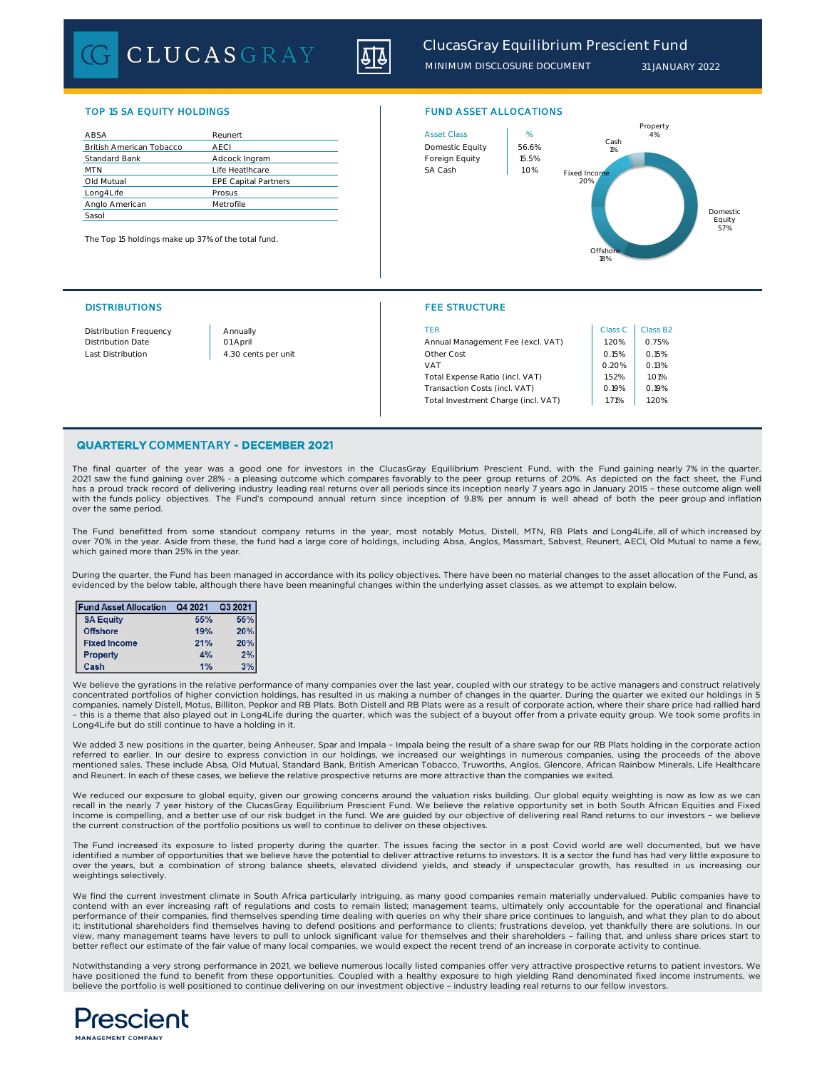# ClucasGray Equilibrium Prescient Fund

MINIMUM DISCLOSURE DOCUMENT 31 JANUARY 2022

## TOP 15 SA EQUITY HOLDINGS

| | |
|---|---|
| ABSA | Reunert |
| British American Tobacco | AECI |
| Standard Bank | Adcock Ingram |
| MTN | Life Heatlhcare |
| Old Mutual | EPE Capital Partners |
| Long4Life | Prosus |
| Anglo American | Metrofile |
| Sasol | |

The Top 15 holdings make up 37% of the total fund.

## FUND ASSET ALLOCATIONS

| Asset Class | % |
|---|---|
| Domestic Equity | 56.6% |
| Foreign Equity | 15.5% |
| SA Cash | 1.0% |

Property 4%, Cash 1%, Fixed Income 20%, Domestic Equity 57%, Offshore 18%

## DISTRIBUTIONS

| | |
|---|---|
| Distribution Frequency | Annually |
| Distribution Date | 01 April |
| Last Distribution | 4.30 cents per unit |

## FEE STRUCTURE

| TER | Class C | Class B2 |
|---|---|---|
| Annual Management Fee (excl. VAT) | 1.20% | 0.75% |
| Other Cost | 0.15% | 0.15% |
| VAT | 0.20% | 0.13% |
| Total Expense Ratio (incl. VAT) | 1.52% | 1.01% |
| Transaction Costs (incl. VAT) | 0.19% | 0.19% |
| Total Investment Charge (incl. VAT) | 1.71% | 1.20% |

## QUARTERLY COMMENTARY - DECEMBER 2021

The final quarter of the year was a good one for investors in the ClucasGray Equilibrium Prescient Fund, with the Fund gaining nearly 7% in the quarter. 2021 saw the fund gaining over 28% - a pleasing outcome which compares favorably to the peer group returns of 20%. As depicted on the fact sheet, the Fund has a proud track record of delivering industry leading real returns over all periods since its inception nearly 7 years ago in January 2015 – these outcome align well with the funds policy objectives. The Fund's compound annual return since inception of 9.8% per annum is well ahead of both the peer group and inflation over the same period.

The Fund benefitted from some standout company returns in the year, most notably Motus, Distell, MTN, RB Plats and Long4Life, all of which increased by over 70% in the year. Aside from these, the fund had a large core of holdings, including Absa, Anglos, Massmart, Sabvest, Reunert, AECI, Old Mutual to name a few, which gained more than 25% in the year.

During the quarter, the Fund has been managed in accordance with its policy objectives. There have been no material changes to the asset allocation of the Fund, as evidenced by the below table, although there have been meaningful changes within the underlying asset classes, as we attempt to explain below.

| Fund Asset Allocation | Q4 2021 | Q3 2021 |
|---|---|---|
| SA Equity | 55% | 55% |
| Offshore | 19% | 20% |
| Fixed Income | 21% | 20% |
| Property | 4% | 2% |
| Cash | 1% | 3% |

We believe the gyrations in the relative performance of many companies over the last year, coupled with our strategy to be active managers and construct relatively concentrated portfolios of higher conviction holdings, has resulted in us making a number of changes in the quarter. During the quarter we exited our holdings in 5 companies, namely Distell, Motus, Billiton, Pepkor and RB Plats. Both Distell and RB Plats were as a result of corporate action, where their share price had rallied hard – this is a theme that also played out in Long4Life during the quarter, which was the subject of a buyout offer from a private equity group. We took some profits in Long4Life but do still continue to have a holding in it.

We added 3 new positions in the quarter, being Anheuser, Spar and Impala – Impala being the result of a share swap for our RB Plats holding in the corporate action referred to earlier. In our desire to express conviction in our holdings, we increased our weightings in numerous companies, using the proceeds of the above mentioned sales. These include Absa, Old Mutual, Standard Bank, British American Tobacco, Truworths, Anglos, Glencore, African Rainbow Minerals, Life Healthcare and Reunert. In each of these cases, we believe the relative prospective returns are more attractive than the companies we exited.

We reduced our exposure to global equity, given our growing concerns around the valuation risks building. Our global equity weighting is now as low as we can recall in the nearly 7 year history of the ClucasGray Equilibrium Prescient Fund. We believe the relative opportunity set in both South African Equities and Fixed Income is compelling, and a better use of our risk budget in the fund. We are guided by our objective of delivering real Rand returns to our investors – we believe the current construction of the portfolio positions us well to continue to deliver on these objectives.

The Fund increased its exposure to listed property during the quarter. The issues facing the sector in a post Covid world are well documented, but we have identified a number of opportunities that we believe have the potential to deliver attractive returns to investors. It is a sector the fund has had very little exposure to over the years, but a combination of strong balance sheets, elevated dividend yields, and steady if unspectacular growth, has resulted in us increasing our weightings selectively.

We find the current investment climate in South Africa particularly intriguing, as many good companies remain materially undervalued. Public companies have to contend with an ever increasing raft of regulations and costs to remain listed; management teams, ultimately only accountable for the operational and financial performance of their companies, find themselves spending time dealing with queries on why their share price continues to languish, and what they plan to do about it; institutional shareholders find themselves having to defend positions and performance to clients; frustrations develop, yet thankfully there are solutions. In our view, many management teams have levers to pull to unlock significant value for themselves and their shareholders – failing that, and unless share prices start to better reflect our estimate of the fair value of many local companies, we would expect the recent trend of an increase in corporate activity to continue.

Notwithstanding a very strong performance in 2021, we believe numerous locally listed companies offer very attractive prospective returns to patient investors. We have positioned the fund to benefit from these opportunities. Coupled with a healthy exposure to high yielding Rand denominated fixed income instruments, we believe the portfolio is well positioned to continue delivering on our investment objective – industry leading real returns to our fellow investors.

Prescient MANAGEMENT COMPANY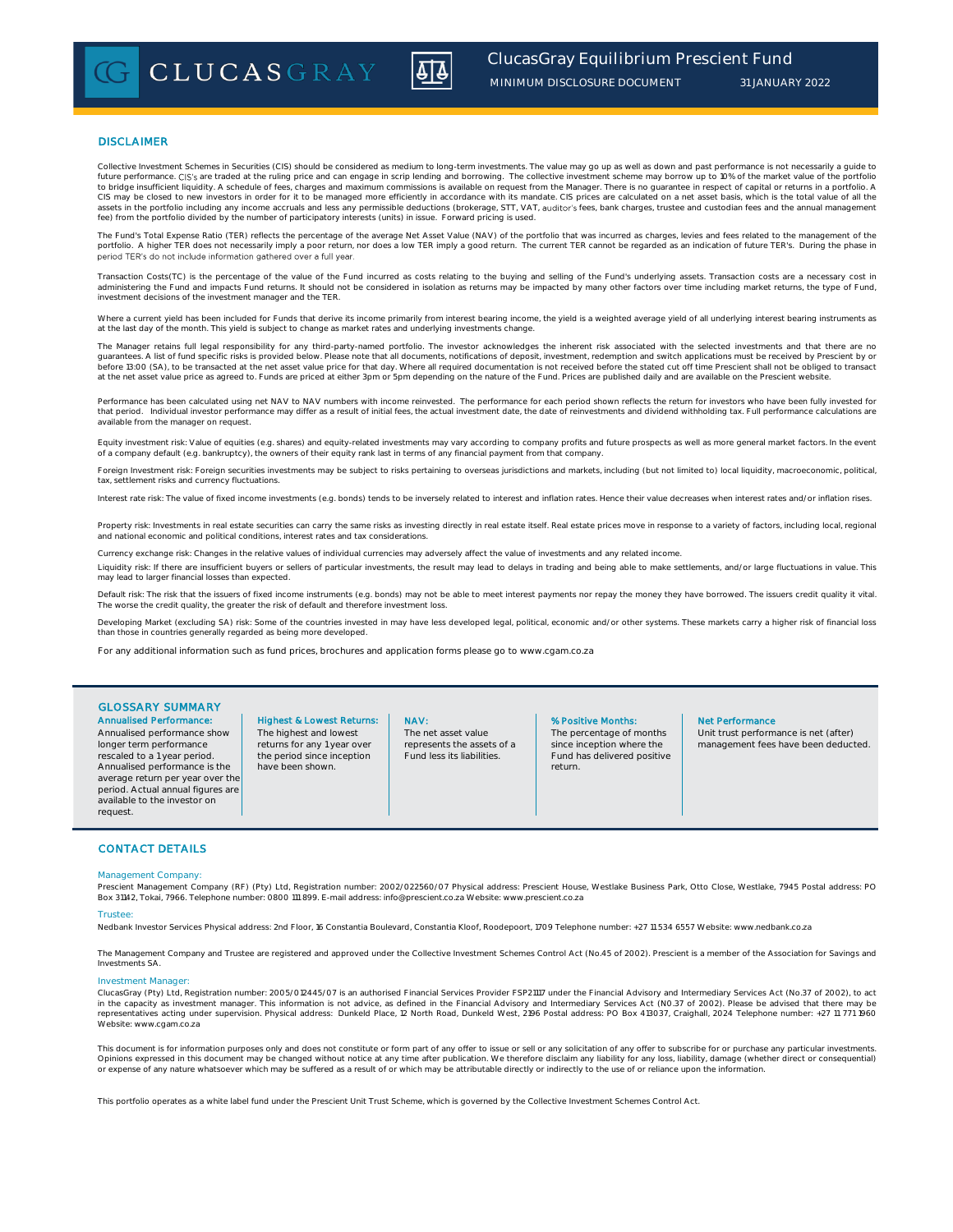## DISCLAIMER

Collective Investment Schemes in Securities (CIS) should be considered as medium to long-term investments. The value may go up as well as down and past performance is not necessarily a guide to future performance. CIS's are traded at the ruling price and can engage in scrip lending and borrowing. The collective investment scheme may borrow up to 10% of the market value of the portfolio to bridge insufficient liquidity. A schedule of fees, charges and maximum commissions is available on request from the Manager. There is no guarantee in respect of capital or returns in a portfolio. A CIS may be closed to new investors in order for it to be managed more efficiently in accordance with its mandate. CIS prices are calculated on a net asset basis, which is the total value of all the assets in the portfolio including any income accruals and less any permissible deductions (brokerage, STT, VAT, auditor's fees, bank charges, trustee and custodian fees and the annual management fee) from the portfolio divided by the number of participatory interests (units) in issue. Forward pricing is used.

The Fund's Total Expense Ratio (TER) reflects the percentage of the average Net Asset Value (NAV) of the portfolio that was incurred as charges, levies and fees related to the management of the portfolio. A higher TER does not necessarily imply a poor return, nor does a low TER imply a good return. The current TER cannot be regarded as an indication of future TER's. During the phase in period TER's do not include information gathered over a full year.

Transaction Costs(TC) is the percentage of the value of the Fund incurred as costs relating to the buying and selling of the Fund's underlying assets. Transaction costs are a necessary cost in administering the Fund and impacts Fund returns. It should not be considered in isolation as returns may be impacted by many other factors over time including market returns, the type of Fund, investment decisions of the investment manager and the TER.

Where a current yield has been included for Funds that derive its income primarily from interest bearing income, the yield is a weighted average yield of all underlying interest bearing instruments as at the last day of the month. This yield is subject to change as market rates and underlying investments change.

The Manager retains full legal responsibility for any third-party-named portfolio. The investor acknowledges the inherent risk associated with the selected investments and that there are no guarantees. A list of fund specific risks is provided below. Please note that all documents, notifications of deposit, investment, redemption and switch applications must be received by Prescient by or before 13:00 (SA), to be transacted at the net asset value price for that day. Where all required documentation is not received before the stated cut off time Prescient shall not be obliged to transact at the net asset value price as agreed to. Funds are priced at either 3pm or 5pm depending on the nature of the Fund. Prices are published daily and are available on the Prescient website.

Performance has been calculated using net NAV to NAV numbers with income reinvested. The performance for each period shown reflects the return for investors who have been fully invested for that period. Individual investor performance may differ as a result of initial fees, the actual investment date, the date of reinvestments and dividend withholding tax. Full performance calculations are available from the manager on request.

Equity investment risk: Value of equities (e.g. shares) and equity-related investments may vary according to company profits and future prospects as well as more general market factors. In the event of a company default (e.g. bankruptcy), the owners of their equity rank last in terms of any financial payment from that company.

Foreign Investment risk: Foreign securities investments may be subject to risks pertaining to overseas jurisdictions and markets, including (but not limited to) local liquidity, macroeconomic, political, tax, settlement risks and currency fluctuations.

Interest rate risk: The value of fixed income investments (e.g. bonds) tends to be inversely related to interest and inflation rates. Hence their value decreases when interest rates and/or inflation rises.

Property risk: Investments in real estate securities can carry the same risks as investing directly in real estate itself. Real estate prices move in response to a variety of factors, including local, regional and national economic and political conditions, interest rates and tax considerations.

Currency exchange risk: Changes in the relative values of individual currencies may adversely affect the value of investments and any related income.

Liquidity risk: If there are insufficient buyers or sellers of particular investments, the result may lead to delays in trading and being able to make settlements, and/or large fluctuations in value. This may lead to larger financial losses than expected.

Default risk: The risk that the issuers of fixed income instruments (e.g. bonds) may not be able to meet interest payments nor repay the money they have borrowed. The issuers credit quality it vital. The worse the credit quality, the greater the risk of default and therefore investment loss.

Developing Market (excluding SA) risk: Some of the countries invested in may have less developed legal, political, economic and/or other systems. These markets carry a higher risk of financial loss than those in countries generally regarded as being more developed.

For any additional information such as fund prices, brochures and application forms please go to www.cgam.co.za

## GLOSSARY SUMMARY

**Annualised Performance:**
Annualised performance show longer term performance rescaled to a 1 year period. Annualised performance is the average return per year over the period. Actual annual figures are available to the investor on request.

**Highest & Lowest Returns:**
The highest and lowest returns for any 1 year over the period since inception have been shown.

**NAV:**
The net asset value represents the assets of a Fund less its liabilities.

**% Positive Months:**
The percentage of months since inception where the Fund has delivered positive return.

**Net Performance**
Unit trust performance is net (after) management fees have been deducted.

## CONTACT DETAILS

**Management Company:**
Prescient Management Company (RF) (Pty) Ltd, Registration number: 2002/022560/07 Physical address: Prescient House, Westlake Business Park, Otto Close, Westlake, 7945 Postal address: PO Box 31142, Tokai, 7966. Telephone number: 0800 111 899. E-mail address: info@prescient.co.za Website: www.prescient.co.za

**Trustee:**
Nedbank Investor Services Physical address: 2nd Floor, 16 Constantia Boulevard, Constantia Kloof, Roodepoort, 1709 Telephone number: +27 11 534 6557 Website: www.nedbank.co.za

The Management Company and Trustee are registered and approved under the Collective Investment Schemes Control Act (No.45 of 2002). Prescient is a member of the Association for Savings and Investments SA.

**Investment Manager:**
ClucasGray (Pty) Ltd, Registration number: 2005/012445/07 is an authorised Financial Services Provider FSP21117 under the Financial Advisory and Intermediary Services Act (No.37 of 2002), to act in the capacity as investment manager. This information is not advice, as defined in the Financial Advisory and Intermediary Services Act (NO.37 of 2002). Please be advised that there may be representatives acting under supervision. Physical address: Dunkeld Place, 12 North Road, Dunkeld West, 2196 Postal address: PO Box 413037, Craighall, 2024 Telephone number: +27 11 771 1960 Website: www.cgam.co.za

This document is for information purposes only and does not constitute or form part of any offer to issue or sell or any solicitation of any offer to subscribe for or purchase any particular investments. Opinions expressed in this document may be changed without notice at any time after publication. We therefore disclaim any liability for any loss, liability, damage (whether direct or consequential) or expense of any nature whatsoever which may be suffered as a result of or which may be attributable directly or indirectly to the use of or reliance upon the information.

This portfolio operates as a white label fund under the Prescient Unit Trust Scheme, which is governed by the Collective Investment Schemes Control Act.